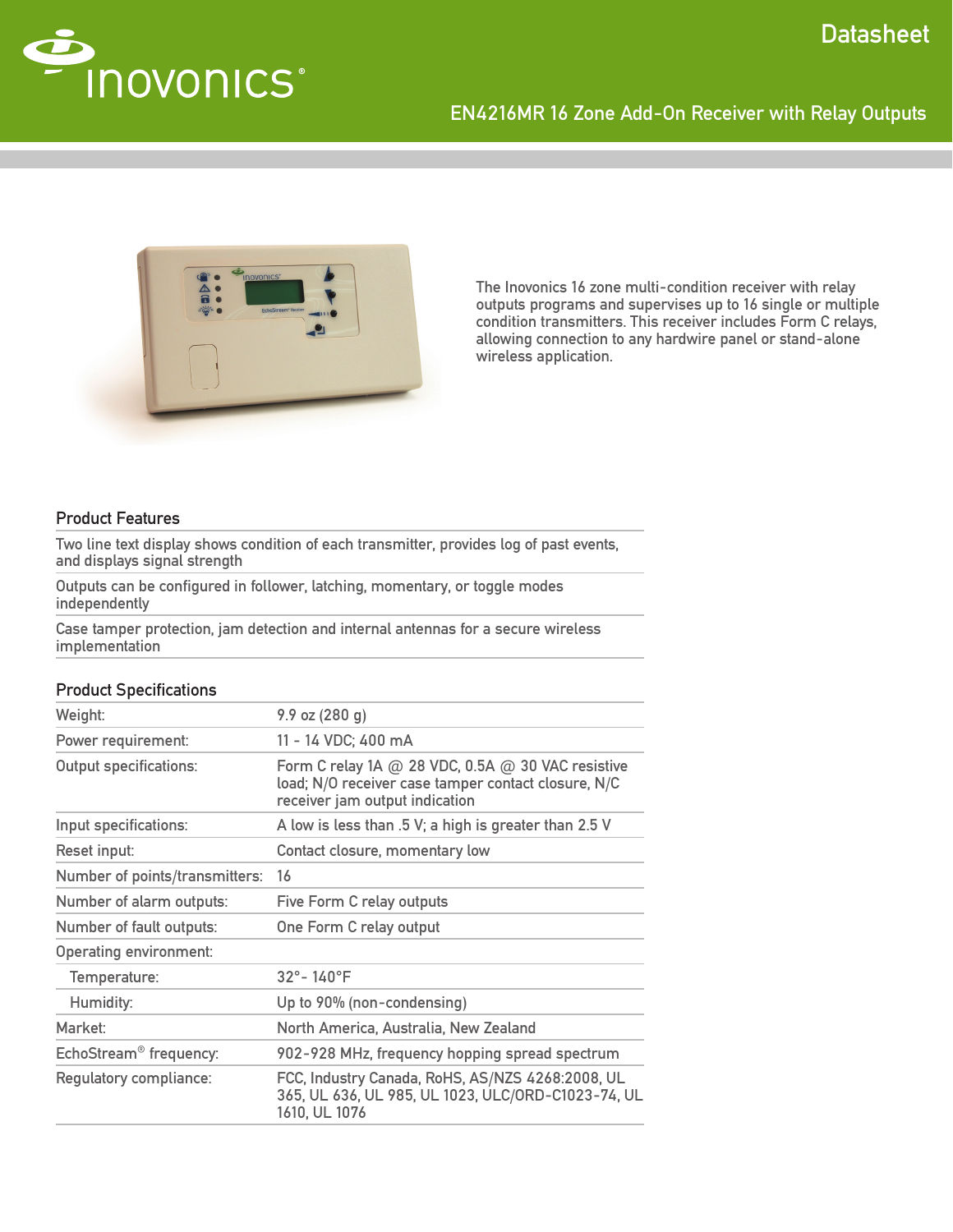# EN4216MR 16 Zone Add-On Receiver with Relay Outputs

Datasheet

The Inovonics 16 zone multi-condition receiver with relay outputs programs and supervises up to 16 single or multiple condition transmitters. This receiver includes Form C relays, allowing connection to any hardwire panel or stand-alone wireless application.

## Product Features

- Two line text display shows condition of each transmitter, provides log of past events, and displays signal strength
- Outputs can be configured in follower, latching, momentary, or toggle modes independently
- Case tamper protection, jam detection and internal antennas for a secure wireless implementation

## Product Specifications

| | |
|---|---|
| Weight: | 9.9 oz (280 g) |
| Power requirement: | 11 - 14 VDC; 400 mA |
| Output specifications: | Form C relay 1A @ 28 VDC, 0.5A @ 30 VAC resistive load; N/O receiver case tamper contact closure, N/C receiver jam output indication |
| Input specifications: | A low is less than .5 V; a high is greater than 2.5 V |
| Reset input: | Contact closure, momentary low |
| Number of points/transmitters: | 16 |
| Number of alarm outputs: | Five Form C relay outputs |
| Number of fault outputs: | One Form C relay output |
| Operating environment: | |
| Temperature: | 32°- 140°F |
| Humidity: | Up to 90% (non-condensing) |
| Market: | North America, Australia, New Zealand |
| EchoStream® frequency: | 902-928 MHz, frequency hopping spread spectrum |
| Regulatory compliance: | FCC, Industry Canada, RoHS, AS/NZS 4268:2008, UL 365, UL 636, UL 985, UL 1023, ULC/ORD-C1023-74, UL 1610, UL 1076 |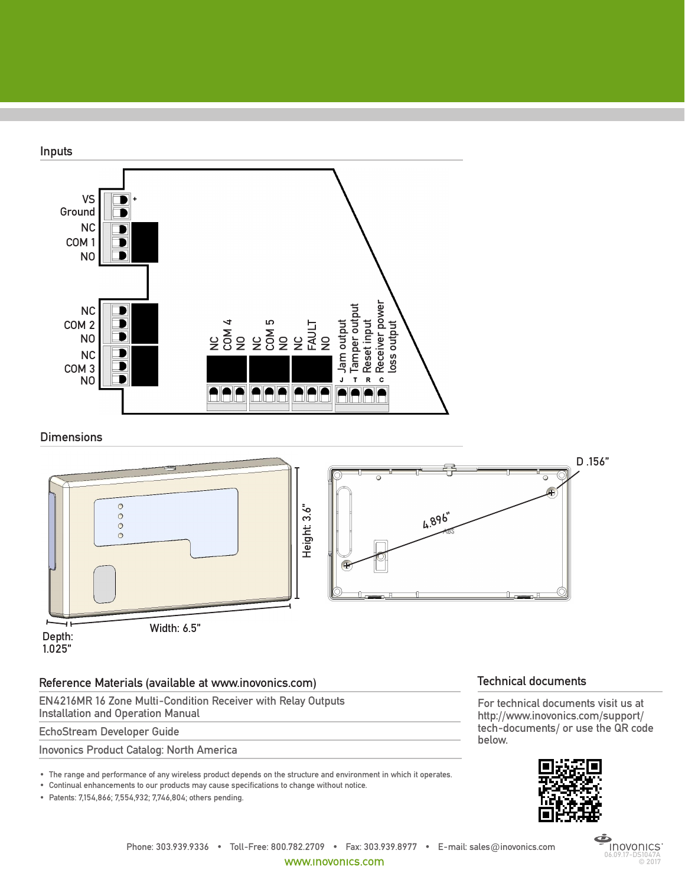## Inputs

VS
Ground
NC
COM 1
NO

NC
COM 2
NO
NC
COM 3
NO

NC
COM 4
NO
NC
COM 5
NO
NC
FAULT
NO

Jam output
Tamper output
Reset input
Receiver power loss output

J T R C

## Dimensions

Height: 3.6"

Width: 6.5"

Depth: 1.025"

4.896"

D .156"

## Reference Materials (available at www.inovonics.com)

EN4216MR 16 Zone Multi-Condition Receiver with Relay Outputs Installation and Operation Manual

EchoStream Developer Guide

Inovonics Product Catalog: North America

- The range and performance of any wireless product depends on the structure and environment in which it operates.
- Continual enhancements to our products may cause specifications to change without notice.
- Patents: 7,154,866; 7,554,932; 7,746,804; others pending.

## Technical documents

For technical documents visit us at http://www.inovonics.com/support/tech-documents/ or use the QR code below.

Phone: 303.939.9336 • Toll-Free: 800.782.2709 • Fax: 303.939.8977 • E-mail: sales@inovonics.com

www.inovonics.com

06.09.17-DS1047A
© 2017